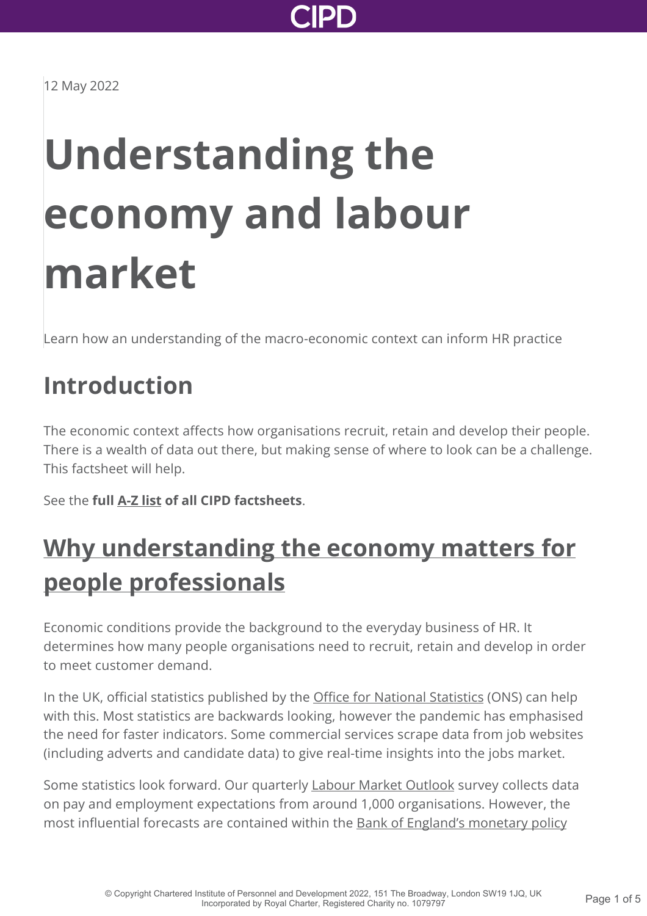12 May 2022

# Understanding the economy and labour market

Learn how an understanding of the macro-economic context can inform HR practice

## Introduction

The economic context affects how organisations recruit, retain and develop their people. There is a wealth of data out there, but making sense of where to look can be a challenge. This factsheet will help.

See the **full A-Z list of all CIPD factsheets**.

## Why understanding the economy matters for people professionals

Economic conditions provide the background to the everyday business of HR. It determines how many people organisations need to recruit, retain and develop in order to meet customer demand.

In the UK, official statistics published by the Office for National Statistics (ONS) can help with this. Most statistics are backwards looking, however the pandemic has emphasised the need for faster indicators. Some commercial services scrape data from job websites (including adverts and candidate data) to give real-time insights into the jobs market.

Some statistics look forward. Our quarterly Labour Market Outlook survey collects data on pay and employment expectations from around 1,000 organisations. However, the most influential forecasts are contained within the Bank of England's monetary policy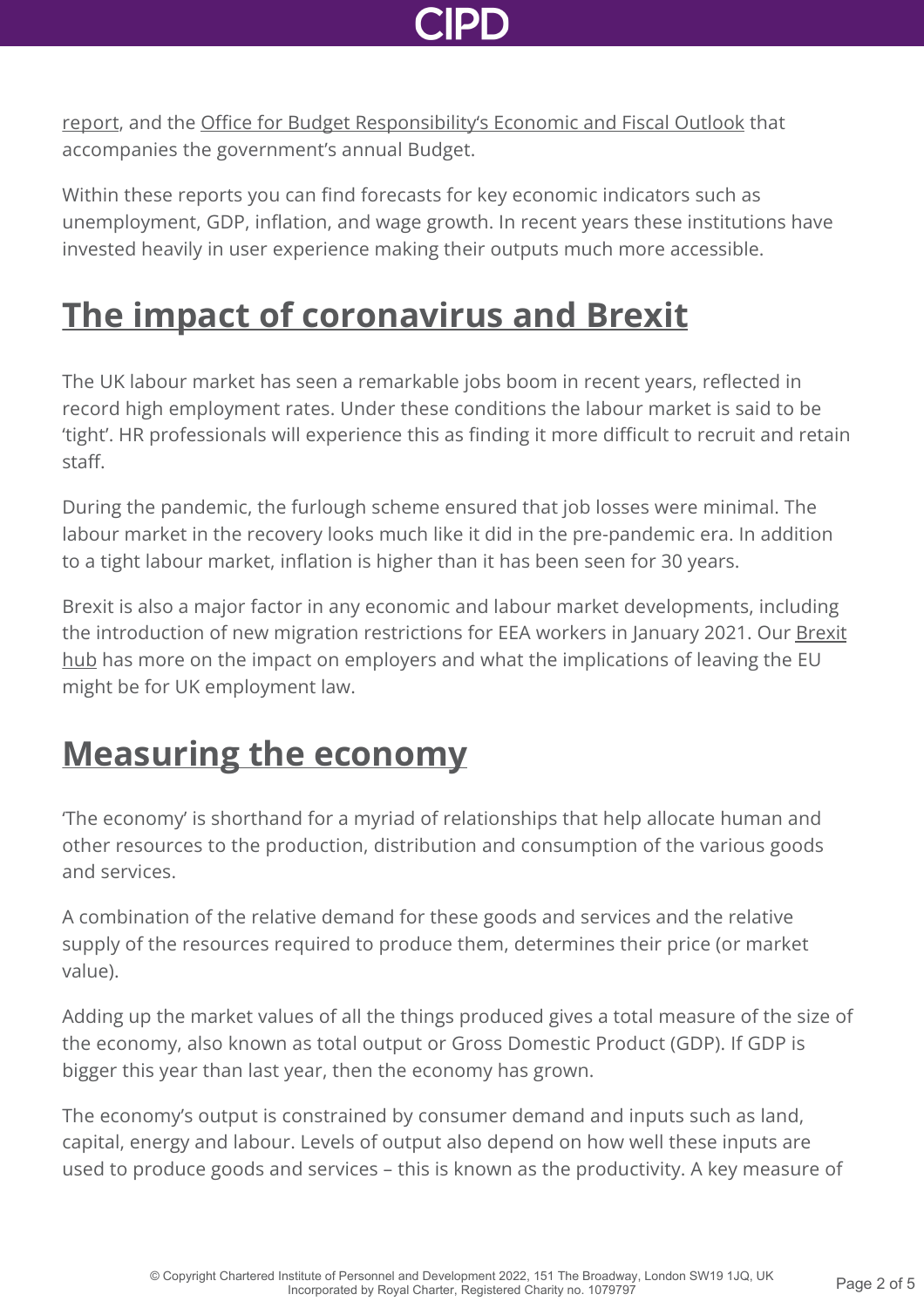report, and the Office for Budget Responsibility's Economic and Fiscal Outlook that accompanies the government's annual Budget.

Within these reports you can find forecasts for key economic indicators such as unemployment, GDP, inflation, and wage growth. In recent years these institutions have invested heavily in user experience making their outputs much more accessible.

## The impact of coronavirus and Brexit

The UK labour market has seen a remarkable jobs boom in recent years, reflected in record high employment rates. Under these conditions the labour market is said to be 'tight'. HR professionals will experience this as finding it more difficult to recruit and retain staff.

During the pandemic, the furlough scheme ensured that job losses were minimal. The labour market in the recovery looks much like it did in the pre-pandemic era. In addition to a tight labour market, inflation is higher than it has been seen for 30 years.

Brexit is also a major factor in any economic and labour market developments, including the introduction of new migration restrictions for EEA workers in January 2021. Our Brexit hub has more on the impact on employers and what the implications of leaving the EU might be for UK employment law.

## Measuring the economy

'The economy' is shorthand for a myriad of relationships that help allocate human and other resources to the production, distribution and consumption of the various goods and services.

A combination of the relative demand for these goods and services and the relative supply of the resources required to produce them, determines their price (or market value).

Adding up the market values of all the things produced gives a total measure of the size of the economy, also known as total output or Gross Domestic Product (GDP). If GDP is bigger this year than last year, then the economy has grown.

The economy's output is constrained by consumer demand and inputs such as land, capital, energy and labour. Levels of output also depend on how well these inputs are used to produce goods and services – this is known as the productivity. A key measure of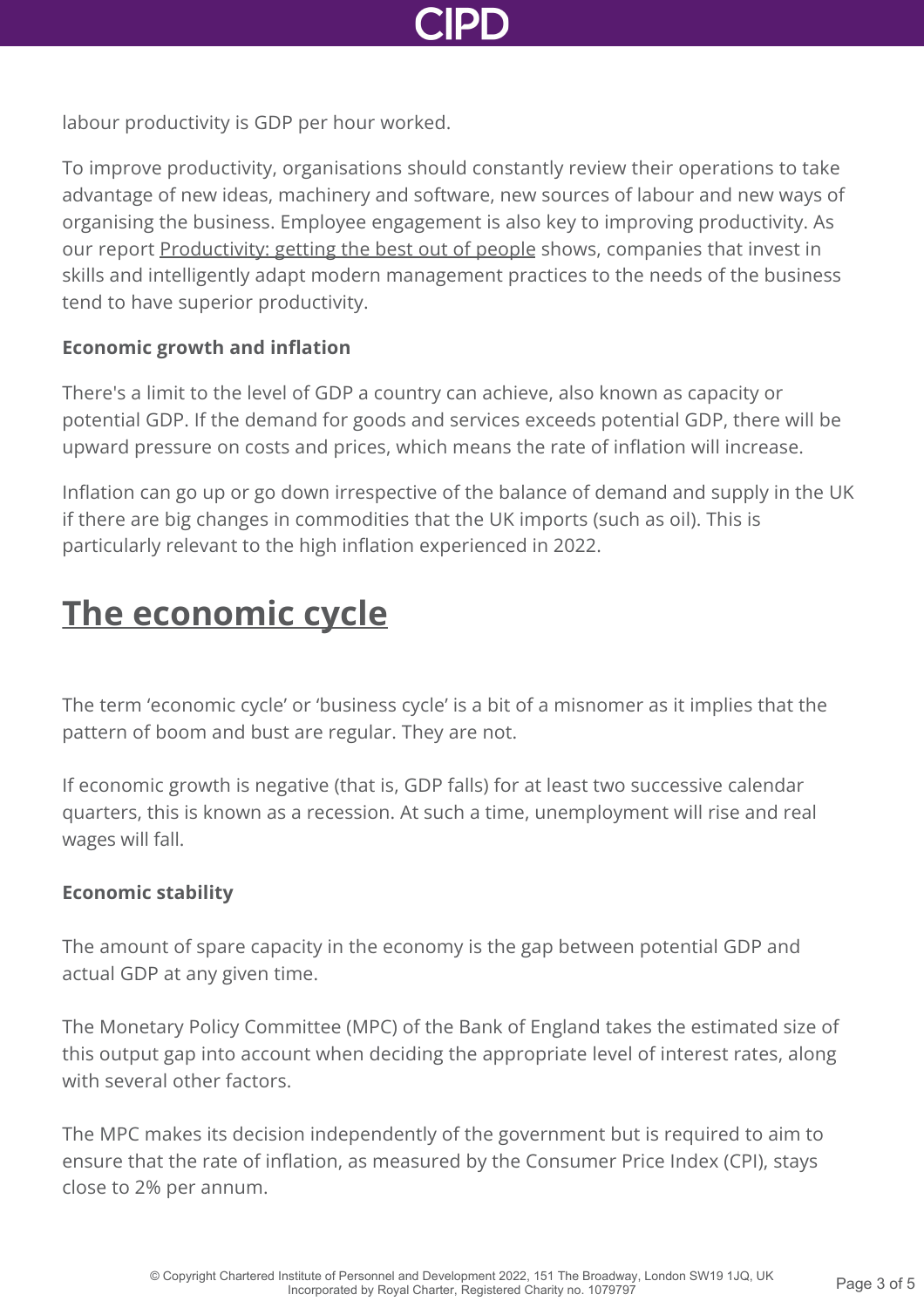labour productivity is GDP per hour worked.

To improve productivity, organisations should constantly review their operations to take advantage of new ideas, machinery and software, new sources of labour and new ways of organising the business. Employee engagement is also key to improving productivity. As our report Productivity: getting the best out of people shows, companies that invest in skills and intelligently adapt modern management practices to the needs of the business tend to have superior productivity.

**Economic growth and inflation**

There's a limit to the level of GDP a country can achieve, also known as capacity or potential GDP. If the demand for goods and services exceeds potential GDP, there will be upward pressure on costs and prices, which means the rate of inflation will increase.

Inflation can go up or go down irrespective of the balance of demand and supply in the UK if there are big changes in commodities that the UK imports (such as oil). This is particularly relevant to the high inflation experienced in 2022.

## The economic cycle

The term 'economic cycle' or 'business cycle' is a bit of a misnomer as it implies that the pattern of boom and bust are regular. They are not.

If economic growth is negative (that is, GDP falls) for at least two successive calendar quarters, this is known as a recession. At such a time, unemployment will rise and real wages will fall.

**Economic stability**

The amount of spare capacity in the economy is the gap between potential GDP and actual GDP at any given time.

The Monetary Policy Committee (MPC) of the Bank of England takes the estimated size of this output gap into account when deciding the appropriate level of interest rates, along with several other factors.

The MPC makes its decision independently of the government but is required to aim to ensure that the rate of inflation, as measured by the Consumer Price Index (CPI), stays close to 2% per annum.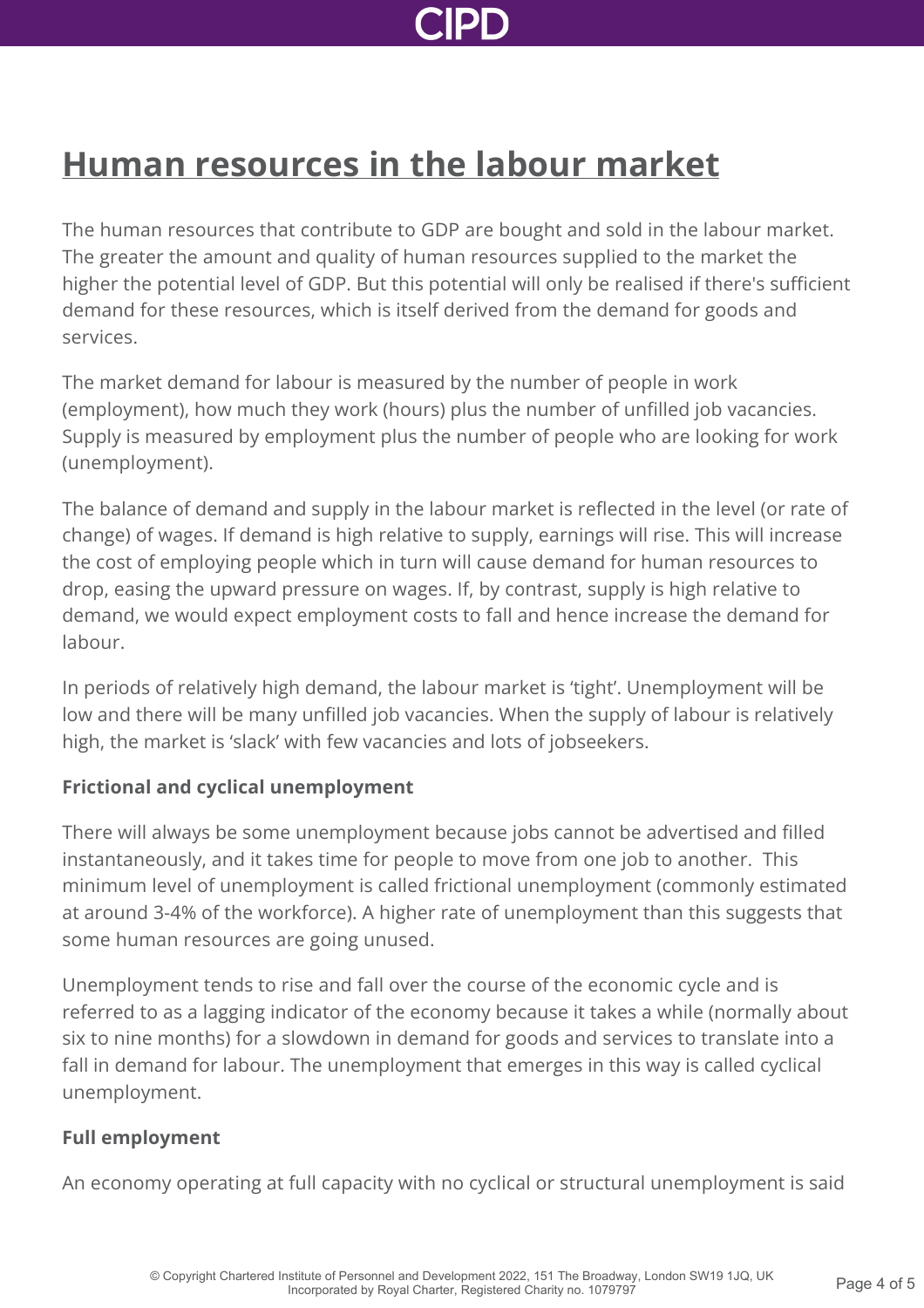## Human resources in the labour market

The human resources that contribute to GDP are bought and sold in the labour market. The greater the amount and quality of human resources supplied to the market the higher the potential level of GDP. But this potential will only be realised if there's sufficient demand for these resources, which is itself derived from the demand for goods and services.

The market demand for labour is measured by the number of people in work (employment), how much they work (hours) plus the number of unfilled job vacancies. Supply is measured by employment plus the number of people who are looking for work (unemployment).

The balance of demand and supply in the labour market is reflected in the level (or rate of change) of wages. If demand is high relative to supply, earnings will rise. This will increase the cost of employing people which in turn will cause demand for human resources to drop, easing the upward pressure on wages. If, by contrast, supply is high relative to demand, we would expect employment costs to fall and hence increase the demand for labour.

In periods of relatively high demand, the labour market is 'tight'. Unemployment will be low and there will be many unfilled job vacancies. When the supply of labour is relatively high, the market is 'slack' with few vacancies and lots of jobseekers.

**Frictional and cyclical unemployment**

There will always be some unemployment because jobs cannot be advertised and filled instantaneously, and it takes time for people to move from one job to another. This minimum level of unemployment is called frictional unemployment (commonly estimated at around 3-4% of the workforce). A higher rate of unemployment than this suggests that some human resources are going unused.

Unemployment tends to rise and fall over the course of the economic cycle and is referred to as a lagging indicator of the economy because it takes a while (normally about six to nine months) for a slowdown in demand for goods and services to translate into a fall in demand for labour. The unemployment that emerges in this way is called cyclical unemployment.

**Full employment**

An economy operating at full capacity with no cyclical or structural unemployment is said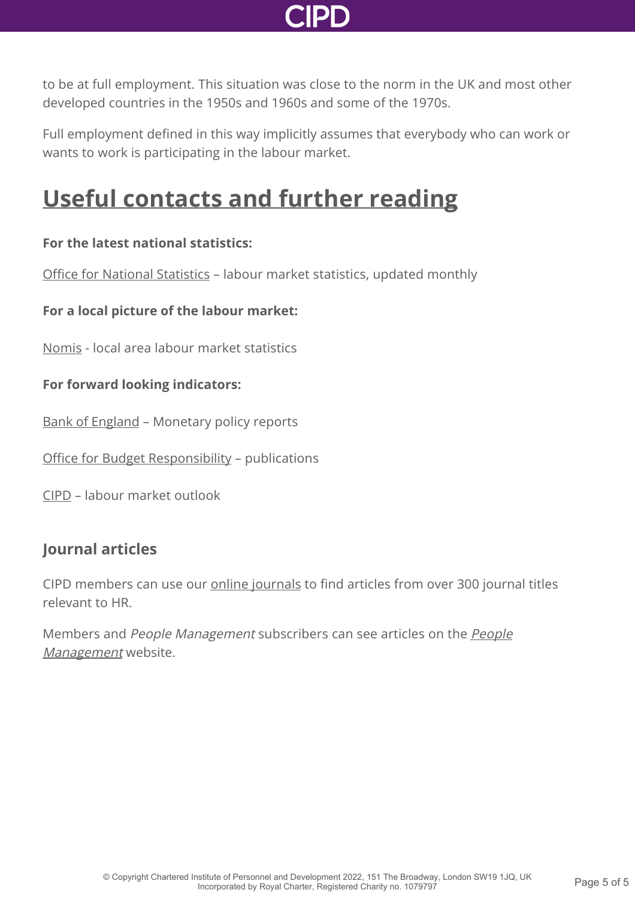to be at full employment. This situation was close to the norm in the UK and most other developed countries in the 1950s and 1960s and some of the 1970s.

Full employment defined in this way implicitly assumes that everybody who can work or wants to work is participating in the labour market.

## Useful contacts and further reading

**For the latest national statistics:**

Office for National Statistics – labour market statistics, updated monthly

**For a local picture of the labour market:**

Nomis - local area labour market statistics

**For forward looking indicators:**

Bank of England – Monetary policy reports

Office for Budget Responsibility – publications

CIPD – labour market outlook

### Journal articles

CIPD members can use our online journals to find articles from over 300 journal titles relevant to HR.

Members and *People Management* subscribers can see articles on the *People Management* website.